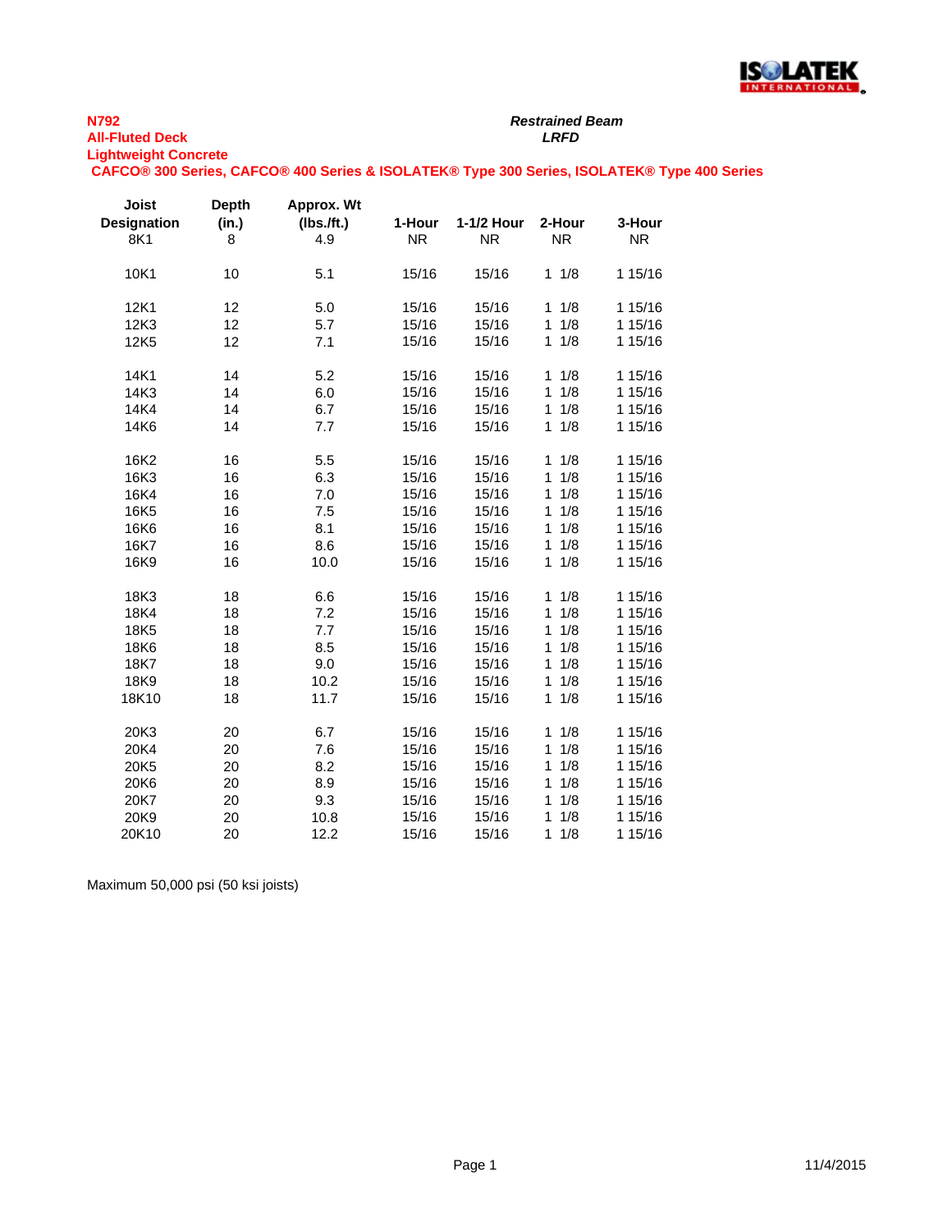**N792**
**All-Fluted Deck**
**Lightweight Concrete**

***Restrained Beam***
***LRFD***

**CAFCO® 300 Series, CAFCO® 400 Series & ISOLATEK® Type 300 Series, ISOLATEK® Type 400 Series**

| Joist Designation | Depth (in.) | Approx. Wt (lbs./ft.) | 1-Hour | 1-1/2 Hour | 2-Hour | 3-Hour |
|---|---|---|---|---|---|---|
| 8K1 | 8 | 4.9 | NR | NR | NR | NR |
| 10K1 | 10 | 5.1 | 15/16 | 15/16 | 1 1/8 | 1 15/16 |
| 12K1 | 12 | 5.0 | 15/16 | 15/16 | 1 1/8 | 1 15/16 |
| 12K3 | 12 | 5.7 | 15/16 | 15/16 | 1 1/8 | 1 15/16 |
| 12K5 | 12 | 7.1 | 15/16 | 15/16 | 1 1/8 | 1 15/16 |
| 14K1 | 14 | 5.2 | 15/16 | 15/16 | 1 1/8 | 1 15/16 |
| 14K3 | 14 | 6.0 | 15/16 | 15/16 | 1 1/8 | 1 15/16 |
| 14K4 | 14 | 6.7 | 15/16 | 15/16 | 1 1/8 | 1 15/16 |
| 14K6 | 14 | 7.7 | 15/16 | 15/16 | 1 1/8 | 1 15/16 |
| 16K2 | 16 | 5.5 | 15/16 | 15/16 | 1 1/8 | 1 15/16 |
| 16K3 | 16 | 6.3 | 15/16 | 15/16 | 1 1/8 | 1 15/16 |
| 16K4 | 16 | 7.0 | 15/16 | 15/16 | 1 1/8 | 1 15/16 |
| 16K5 | 16 | 7.5 | 15/16 | 15/16 | 1 1/8 | 1 15/16 |
| 16K6 | 16 | 8.1 | 15/16 | 15/16 | 1 1/8 | 1 15/16 |
| 16K7 | 16 | 8.6 | 15/16 | 15/16 | 1 1/8 | 1 15/16 |
| 16K9 | 16 | 10.0 | 15/16 | 15/16 | 1 1/8 | 1 15/16 |
| 18K3 | 18 | 6.6 | 15/16 | 15/16 | 1 1/8 | 1 15/16 |
| 18K4 | 18 | 7.2 | 15/16 | 15/16 | 1 1/8 | 1 15/16 |
| 18K5 | 18 | 7.7 | 15/16 | 15/16 | 1 1/8 | 1 15/16 |
| 18K6 | 18 | 8.5 | 15/16 | 15/16 | 1 1/8 | 1 15/16 |
| 18K7 | 18 | 9.0 | 15/16 | 15/16 | 1 1/8 | 1 15/16 |
| 18K9 | 18 | 10.2 | 15/16 | 15/16 | 1 1/8 | 1 15/16 |
| 18K10 | 18 | 11.7 | 15/16 | 15/16 | 1 1/8 | 1 15/16 |
| 20K3 | 20 | 6.7 | 15/16 | 15/16 | 1 1/8 | 1 15/16 |
| 20K4 | 20 | 7.6 | 15/16 | 15/16 | 1 1/8 | 1 15/16 |
| 20K5 | 20 | 8.2 | 15/16 | 15/16 | 1 1/8 | 1 15/16 |
| 20K6 | 20 | 8.9 | 15/16 | 15/16 | 1 1/8 | 1 15/16 |
| 20K7 | 20 | 9.3 | 15/16 | 15/16 | 1 1/8 | 1 15/16 |
| 20K9 | 20 | 10.8 | 15/16 | 15/16 | 1 1/8 | 1 15/16 |
| 20K10 | 20 | 12.2 | 15/16 | 15/16 | 1 1/8 | 1 15/16 |

Maximum 50,000 psi (50 ksi joists)

11/4/2015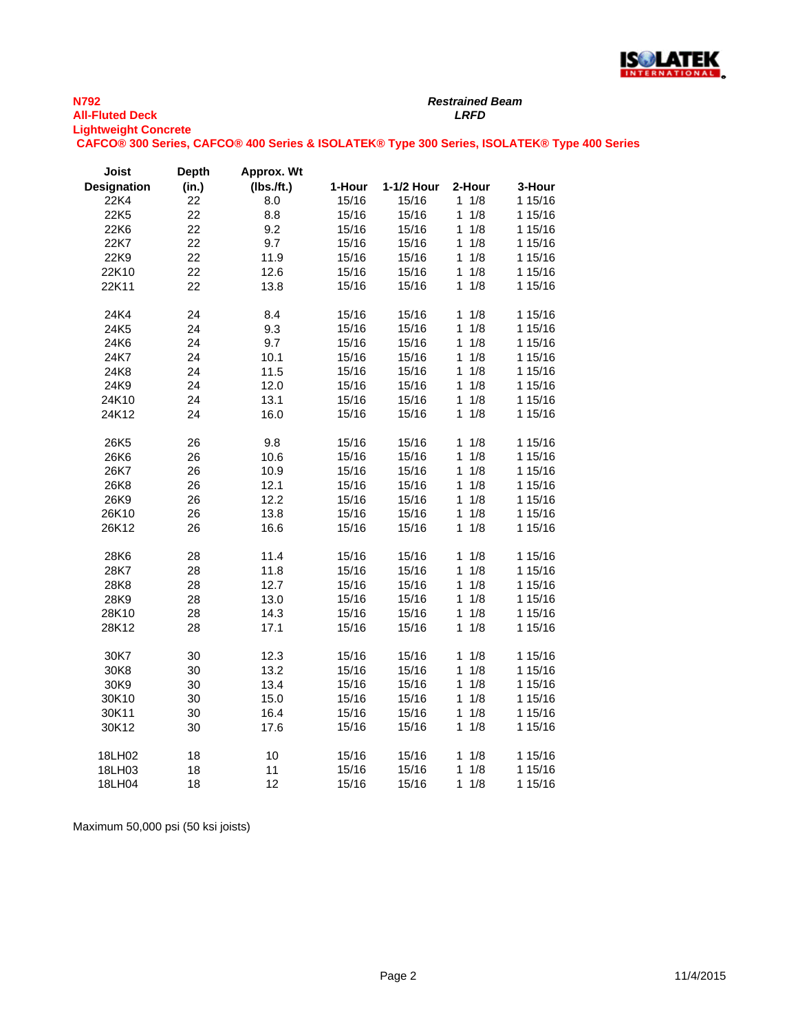**N792**
**All-Fluted Deck**
**Lightweight Concrete**

***Restrained Beam***
***LRFD***

**CAFCO® 300 Series, CAFCO® 400 Series & ISOLATEK® Type 300 Series, ISOLATEK® Type 400 Series**

| Joist Designation | Depth (in.) | Approx. Wt (lbs./ft.) | 1-Hour | 1-1/2 Hour | 2-Hour | 3-Hour |
|---|---|---|---|---|---|---|
| 22K4 | 22 | 8.0 | 15/16 | 15/16 | 1 1/8 | 1 15/16 |
| 22K5 | 22 | 8.8 | 15/16 | 15/16 | 1 1/8 | 1 15/16 |
| 22K6 | 22 | 9.2 | 15/16 | 15/16 | 1 1/8 | 1 15/16 |
| 22K7 | 22 | 9.7 | 15/16 | 15/16 | 1 1/8 | 1 15/16 |
| 22K9 | 22 | 11.9 | 15/16 | 15/16 | 1 1/8 | 1 15/16 |
| 22K10 | 22 | 12.6 | 15/16 | 15/16 | 1 1/8 | 1 15/16 |
| 22K11 | 22 | 13.8 | 15/16 | 15/16 | 1 1/8 | 1 15/16 |
| | | | | | | |
| 24K4 | 24 | 8.4 | 15/16 | 15/16 | 1 1/8 | 1 15/16 |
| 24K5 | 24 | 9.3 | 15/16 | 15/16 | 1 1/8 | 1 15/16 |
| 24K6 | 24 | 9.7 | 15/16 | 15/16 | 1 1/8 | 1 15/16 |
| 24K7 | 24 | 10.1 | 15/16 | 15/16 | 1 1/8 | 1 15/16 |
| 24K8 | 24 | 11.5 | 15/16 | 15/16 | 1 1/8 | 1 15/16 |
| 24K9 | 24 | 12.0 | 15/16 | 15/16 | 1 1/8 | 1 15/16 |
| 24K10 | 24 | 13.1 | 15/16 | 15/16 | 1 1/8 | 1 15/16 |
| 24K12 | 24 | 16.0 | 15/16 | 15/16 | 1 1/8 | 1 15/16 |
| | | | | | | |
| 26K5 | 26 | 9.8 | 15/16 | 15/16 | 1 1/8 | 1 15/16 |
| 26K6 | 26 | 10.6 | 15/16 | 15/16 | 1 1/8 | 1 15/16 |
| 26K7 | 26 | 10.9 | 15/16 | 15/16 | 1 1/8 | 1 15/16 |
| 26K8 | 26 | 12.1 | 15/16 | 15/16 | 1 1/8 | 1 15/16 |
| 26K9 | 26 | 12.2 | 15/16 | 15/16 | 1 1/8 | 1 15/16 |
| 26K10 | 26 | 13.8 | 15/16 | 15/16 | 1 1/8 | 1 15/16 |
| 26K12 | 26 | 16.6 | 15/16 | 15/16 | 1 1/8 | 1 15/16 |
| | | | | | | |
| 28K6 | 28 | 11.4 | 15/16 | 15/16 | 1 1/8 | 1 15/16 |
| 28K7 | 28 | 11.8 | 15/16 | 15/16 | 1 1/8 | 1 15/16 |
| 28K8 | 28 | 12.7 | 15/16 | 15/16 | 1 1/8 | 1 15/16 |
| 28K9 | 28 | 13.0 | 15/16 | 15/16 | 1 1/8 | 1 15/16 |
| 28K10 | 28 | 14.3 | 15/16 | 15/16 | 1 1/8 | 1 15/16 |
| 28K12 | 28 | 17.1 | 15/16 | 15/16 | 1 1/8 | 1 15/16 |
| | | | | | | |
| 30K7 | 30 | 12.3 | 15/16 | 15/16 | 1 1/8 | 1 15/16 |
| 30K8 | 30 | 13.2 | 15/16 | 15/16 | 1 1/8 | 1 15/16 |
| 30K9 | 30 | 13.4 | 15/16 | 15/16 | 1 1/8 | 1 15/16 |
| 30K10 | 30 | 15.0 | 15/16 | 15/16 | 1 1/8 | 1 15/16 |
| 30K11 | 30 | 16.4 | 15/16 | 15/16 | 1 1/8 | 1 15/16 |
| 30K12 | 30 | 17.6 | 15/16 | 15/16 | 1 1/8 | 1 15/16 |
| | | | | | | |
| 18LH02 | 18 | 10 | 15/16 | 15/16 | 1 1/8 | 1 15/16 |
| 18LH03 | 18 | 11 | 15/16 | 15/16 | 1 1/8 | 1 15/16 |
| 18LH04 | 18 | 12 | 15/16 | 15/16 | 1 1/8 | 1 15/16 |

Maximum 50,000 psi (50 ksi joists)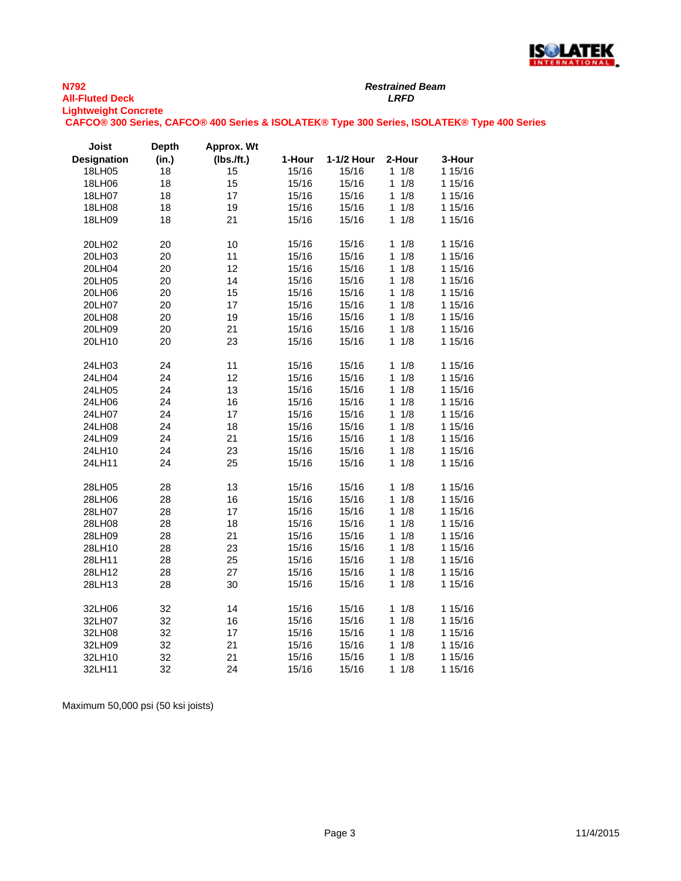**N792**
**All-Fluted Deck**
**Lightweight Concrete**

***Restrained Beam***
***LRFD***

**CAFCO® 300 Series, CAFCO® 400 Series & ISOLATEK® Type 300 Series, ISOLATEK® Type 400 Series**

| Joist Designation | Depth (in.) | Approx. Wt (lbs./ft.) | 1-Hour | 1-1/2 Hour | 2-Hour | 3-Hour |
|---|---|---|---|---|---|---|
| 18LH05 | 18 | 15 | 15/16 | 15/16 | 1 1/8 | 1 15/16 |
| 18LH06 | 18 | 15 | 15/16 | 15/16 | 1 1/8 | 1 15/16 |
| 18LH07 | 18 | 17 | 15/16 | 15/16 | 1 1/8 | 1 15/16 |
| 18LH08 | 18 | 19 | 15/16 | 15/16 | 1 1/8 | 1 15/16 |
| 18LH09 | 18 | 21 | 15/16 | 15/16 | 1 1/8 | 1 15/16 |
| | | | | | | |
| 20LH02 | 20 | 10 | 15/16 | 15/16 | 1 1/8 | 1 15/16 |
| 20LH03 | 20 | 11 | 15/16 | 15/16 | 1 1/8 | 1 15/16 |
| 20LH04 | 20 | 12 | 15/16 | 15/16 | 1 1/8 | 1 15/16 |
| 20LH05 | 20 | 14 | 15/16 | 15/16 | 1 1/8 | 1 15/16 |
| 20LH06 | 20 | 15 | 15/16 | 15/16 | 1 1/8 | 1 15/16 |
| 20LH07 | 20 | 17 | 15/16 | 15/16 | 1 1/8 | 1 15/16 |
| 20LH08 | 20 | 19 | 15/16 | 15/16 | 1 1/8 | 1 15/16 |
| 20LH09 | 20 | 21 | 15/16 | 15/16 | 1 1/8 | 1 15/16 |
| 20LH10 | 20 | 23 | 15/16 | 15/16 | 1 1/8 | 1 15/16 |
| | | | | | | |
| 24LH03 | 24 | 11 | 15/16 | 15/16 | 1 1/8 | 1 15/16 |
| 24LH04 | 24 | 12 | 15/16 | 15/16 | 1 1/8 | 1 15/16 |
| 24LH05 | 24 | 13 | 15/16 | 15/16 | 1 1/8 | 1 15/16 |
| 24LH06 | 24 | 16 | 15/16 | 15/16 | 1 1/8 | 1 15/16 |
| 24LH07 | 24 | 17 | 15/16 | 15/16 | 1 1/8 | 1 15/16 |
| 24LH08 | 24 | 18 | 15/16 | 15/16 | 1 1/8 | 1 15/16 |
| 24LH09 | 24 | 21 | 15/16 | 15/16 | 1 1/8 | 1 15/16 |
| 24LH10 | 24 | 23 | 15/16 | 15/16 | 1 1/8 | 1 15/16 |
| 24LH11 | 24 | 25 | 15/16 | 15/16 | 1 1/8 | 1 15/16 |
| | | | | | | |
| 28LH05 | 28 | 13 | 15/16 | 15/16 | 1 1/8 | 1 15/16 |
| 28LH06 | 28 | 16 | 15/16 | 15/16 | 1 1/8 | 1 15/16 |
| 28LH07 | 28 | 17 | 15/16 | 15/16 | 1 1/8 | 1 15/16 |
| 28LH08 | 28 | 18 | 15/16 | 15/16 | 1 1/8 | 1 15/16 |
| 28LH09 | 28 | 21 | 15/16 | 15/16 | 1 1/8 | 1 15/16 |
| 28LH10 | 28 | 23 | 15/16 | 15/16 | 1 1/8 | 1 15/16 |
| 28LH11 | 28 | 25 | 15/16 | 15/16 | 1 1/8 | 1 15/16 |
| 28LH12 | 28 | 27 | 15/16 | 15/16 | 1 1/8 | 1 15/16 |
| 28LH13 | 28 | 30 | 15/16 | 15/16 | 1 1/8 | 1 15/16 |
| | | | | | | |
| 32LH06 | 32 | 14 | 15/16 | 15/16 | 1 1/8 | 1 15/16 |
| 32LH07 | 32 | 16 | 15/16 | 15/16 | 1 1/8 | 1 15/16 |
| 32LH08 | 32 | 17 | 15/16 | 15/16 | 1 1/8 | 1 15/16 |
| 32LH09 | 32 | 21 | 15/16 | 15/16 | 1 1/8 | 1 15/16 |
| 32LH10 | 32 | 21 | 15/16 | 15/16 | 1 1/8 | 1 15/16 |
| 32LH11 | 32 | 24 | 15/16 | 15/16 | 1 1/8 | 1 15/16 |

Maximum 50,000 psi (50 ksi joists)

11/4/2015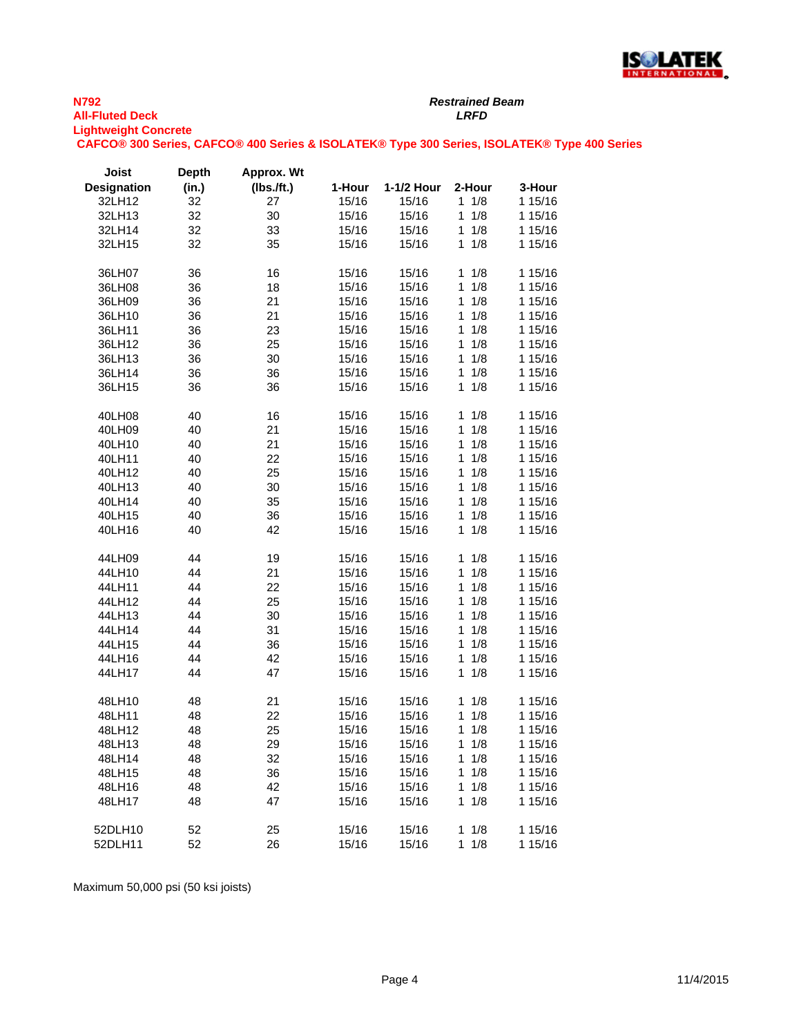**N792**
**All-Fluted Deck**
**Lightweight Concrete**

***Restrained Beam***
***LRFD***

**CAFCO® 300 Series, CAFCO® 400 Series & ISOLATEK® Type 300 Series, ISOLATEK® Type 400 Series**

| Joist Designation | Depth (in.) | Approx. Wt (lbs./ft.) | 1-Hour | 1-1/2 Hour | 2-Hour | 3-Hour |
|---|---|---|---|---|---|---|
| 32LH12 | 32 | 27 | 15/16 | 15/16 | 1 1/8 | 1 15/16 |
| 32LH13 | 32 | 30 | 15/16 | 15/16 | 1 1/8 | 1 15/16 |
| 32LH14 | 32 | 33 | 15/16 | 15/16 | 1 1/8 | 1 15/16 |
| 32LH15 | 32 | 35 | 15/16 | 15/16 | 1 1/8 | 1 15/16 |
| | | | | | | |
| 36LH07 | 36 | 16 | 15/16 | 15/16 | 1 1/8 | 1 15/16 |
| 36LH08 | 36 | 18 | 15/16 | 15/16 | 1 1/8 | 1 15/16 |
| 36LH09 | 36 | 21 | 15/16 | 15/16 | 1 1/8 | 1 15/16 |
| 36LH10 | 36 | 21 | 15/16 | 15/16 | 1 1/8 | 1 15/16 |
| 36LH11 | 36 | 23 | 15/16 | 15/16 | 1 1/8 | 1 15/16 |
| 36LH12 | 36 | 25 | 15/16 | 15/16 | 1 1/8 | 1 15/16 |
| 36LH13 | 36 | 30 | 15/16 | 15/16 | 1 1/8 | 1 15/16 |
| 36LH14 | 36 | 36 | 15/16 | 15/16 | 1 1/8 | 1 15/16 |
| 36LH15 | 36 | 36 | 15/16 | 15/16 | 1 1/8 | 1 15/16 |
| | | | | | | |
| 40LH08 | 40 | 16 | 15/16 | 15/16 | 1 1/8 | 1 15/16 |
| 40LH09 | 40 | 21 | 15/16 | 15/16 | 1 1/8 | 1 15/16 |
| 40LH10 | 40 | 21 | 15/16 | 15/16 | 1 1/8 | 1 15/16 |
| 40LH11 | 40 | 22 | 15/16 | 15/16 | 1 1/8 | 1 15/16 |
| 40LH12 | 40 | 25 | 15/16 | 15/16 | 1 1/8 | 1 15/16 |
| 40LH13 | 40 | 30 | 15/16 | 15/16 | 1 1/8 | 1 15/16 |
| 40LH14 | 40 | 35 | 15/16 | 15/16 | 1 1/8 | 1 15/16 |
| 40LH15 | 40 | 36 | 15/16 | 15/16 | 1 1/8 | 1 15/16 |
| 40LH16 | 40 | 42 | 15/16 | 15/16 | 1 1/8 | 1 15/16 |
| | | | | | | |
| 44LH09 | 44 | 19 | 15/16 | 15/16 | 1 1/8 | 1 15/16 |
| 44LH10 | 44 | 21 | 15/16 | 15/16 | 1 1/8 | 1 15/16 |
| 44LH11 | 44 | 22 | 15/16 | 15/16 | 1 1/8 | 1 15/16 |
| 44LH12 | 44 | 25 | 15/16 | 15/16 | 1 1/8 | 1 15/16 |
| 44LH13 | 44 | 30 | 15/16 | 15/16 | 1 1/8 | 1 15/16 |
| 44LH14 | 44 | 31 | 15/16 | 15/16 | 1 1/8 | 1 15/16 |
| 44LH15 | 44 | 36 | 15/16 | 15/16 | 1 1/8 | 1 15/16 |
| 44LH16 | 44 | 42 | 15/16 | 15/16 | 1 1/8 | 1 15/16 |
| 44LH17 | 44 | 47 | 15/16 | 15/16 | 1 1/8 | 1 15/16 |
| | | | | | | |
| 48LH10 | 48 | 21 | 15/16 | 15/16 | 1 1/8 | 1 15/16 |
| 48LH11 | 48 | 22 | 15/16 | 15/16 | 1 1/8 | 1 15/16 |
| 48LH12 | 48 | 25 | 15/16 | 15/16 | 1 1/8 | 1 15/16 |
| 48LH13 | 48 | 29 | 15/16 | 15/16 | 1 1/8 | 1 15/16 |
| 48LH14 | 48 | 32 | 15/16 | 15/16 | 1 1/8 | 1 15/16 |
| 48LH15 | 48 | 36 | 15/16 | 15/16 | 1 1/8 | 1 15/16 |
| 48LH16 | 48 | 42 | 15/16 | 15/16 | 1 1/8 | 1 15/16 |
| 48LH17 | 48 | 47 | 15/16 | 15/16 | 1 1/8 | 1 15/16 |
| | | | | | | |
| 52DLH10 | 52 | 25 | 15/16 | 15/16 | 1 1/8 | 1 15/16 |
| 52DLH11 | 52 | 26 | 15/16 | 15/16 | 1 1/8 | 1 15/16 |

Maximum 50,000 psi (50 ksi joists)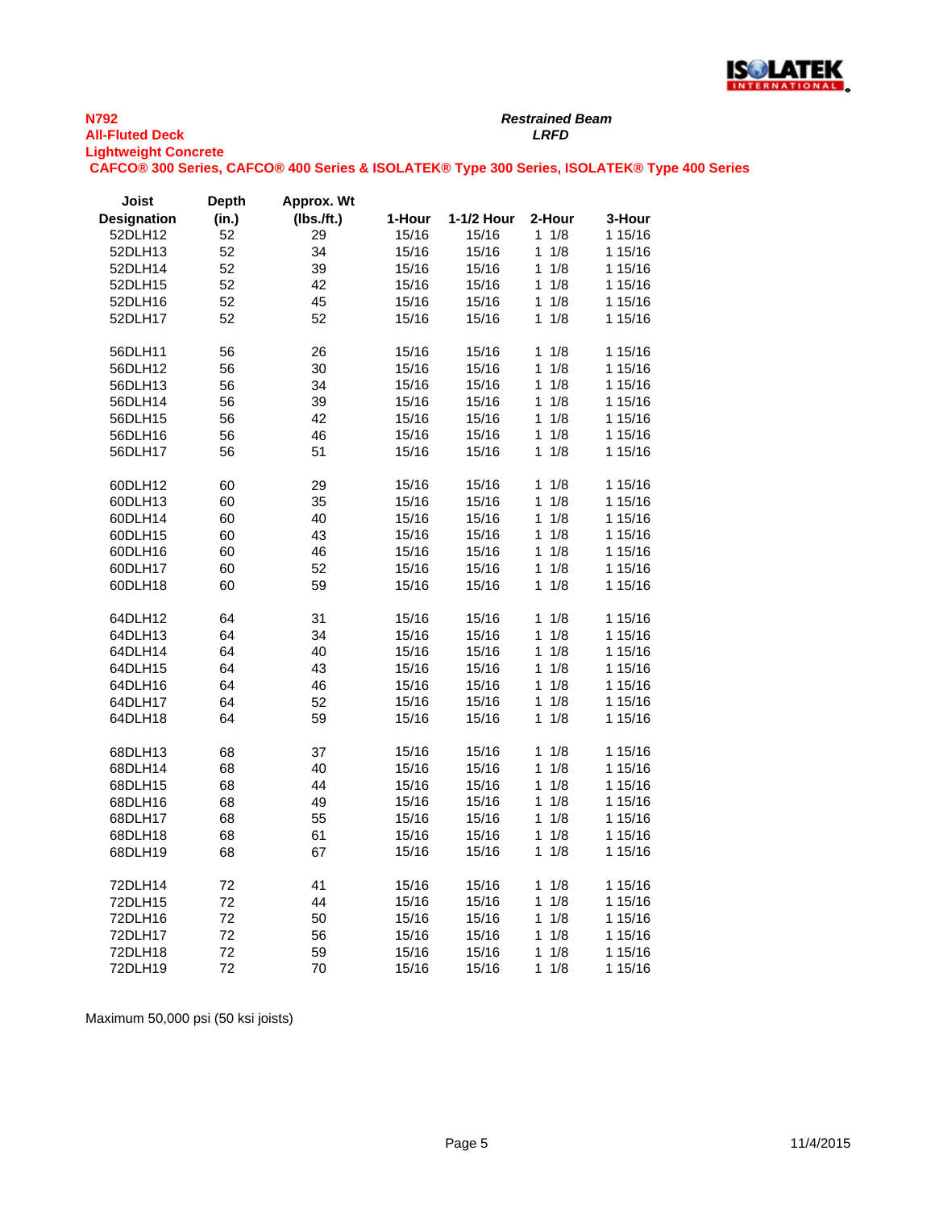**N792**
**All-Fluted Deck**
**Lightweight Concrete**

***Restrained Beam***
***LRFD***

**CAFCO® 300 Series, CAFCO® 400 Series & ISOLATEK® Type 300 Series, ISOLATEK® Type 400 Series**

| Joist Designation | Depth (in.) | Approx. Wt (lbs./ft.) | 1-Hour | 1-1/2 Hour | 2-Hour | 3-Hour |
|---|---|---|---|---|---|---|
| 52DLH12 | 52 | 29 | 15/16 | 15/16 | 1 1/8 | 1 15/16 |
| 52DLH13 | 52 | 34 | 15/16 | 15/16 | 1 1/8 | 1 15/16 |
| 52DLH14 | 52 | 39 | 15/16 | 15/16 | 1 1/8 | 1 15/16 |
| 52DLH15 | 52 | 42 | 15/16 | 15/16 | 1 1/8 | 1 15/16 |
| 52DLH16 | 52 | 45 | 15/16 | 15/16 | 1 1/8 | 1 15/16 |
| 52DLH17 | 52 | 52 | 15/16 | 15/16 | 1 1/8 | 1 15/16 |
| | | | | | | |
| 56DLH11 | 56 | 26 | 15/16 | 15/16 | 1 1/8 | 1 15/16 |
| 56DLH12 | 56 | 30 | 15/16 | 15/16 | 1 1/8 | 1 15/16 |
| 56DLH13 | 56 | 34 | 15/16 | 15/16 | 1 1/8 | 1 15/16 |
| 56DLH14 | 56 | 39 | 15/16 | 15/16 | 1 1/8 | 1 15/16 |
| 56DLH15 | 56 | 42 | 15/16 | 15/16 | 1 1/8 | 1 15/16 |
| 56DLH16 | 56 | 46 | 15/16 | 15/16 | 1 1/8 | 1 15/16 |
| 56DLH17 | 56 | 51 | 15/16 | 15/16 | 1 1/8 | 1 15/16 |
| | | | | | | |
| 60DLH12 | 60 | 29 | 15/16 | 15/16 | 1 1/8 | 1 15/16 |
| 60DLH13 | 60 | 35 | 15/16 | 15/16 | 1 1/8 | 1 15/16 |
| 60DLH14 | 60 | 40 | 15/16 | 15/16 | 1 1/8 | 1 15/16 |
| 60DLH15 | 60 | 43 | 15/16 | 15/16 | 1 1/8 | 1 15/16 |
| 60DLH16 | 60 | 46 | 15/16 | 15/16 | 1 1/8 | 1 15/16 |
| 60DLH17 | 60 | 52 | 15/16 | 15/16 | 1 1/8 | 1 15/16 |
| 60DLH18 | 60 | 59 | 15/16 | 15/16 | 1 1/8 | 1 15/16 |
| | | | | | | |
| 64DLH12 | 64 | 31 | 15/16 | 15/16 | 1 1/8 | 1 15/16 |
| 64DLH13 | 64 | 34 | 15/16 | 15/16 | 1 1/8 | 1 15/16 |
| 64DLH14 | 64 | 40 | 15/16 | 15/16 | 1 1/8 | 1 15/16 |
| 64DLH15 | 64 | 43 | 15/16 | 15/16 | 1 1/8 | 1 15/16 |
| 64DLH16 | 64 | 46 | 15/16 | 15/16 | 1 1/8 | 1 15/16 |
| 64DLH17 | 64 | 52 | 15/16 | 15/16 | 1 1/8 | 1 15/16 |
| 64DLH18 | 64 | 59 | 15/16 | 15/16 | 1 1/8 | 1 15/16 |
| | | | | | | |
| 68DLH13 | 68 | 37 | 15/16 | 15/16 | 1 1/8 | 1 15/16 |
| 68DLH14 | 68 | 40 | 15/16 | 15/16 | 1 1/8 | 1 15/16 |
| 68DLH15 | 68 | 44 | 15/16 | 15/16 | 1 1/8 | 1 15/16 |
| 68DLH16 | 68 | 49 | 15/16 | 15/16 | 1 1/8 | 1 15/16 |
| 68DLH17 | 68 | 55 | 15/16 | 15/16 | 1 1/8 | 1 15/16 |
| 68DLH18 | 68 | 61 | 15/16 | 15/16 | 1 1/8 | 1 15/16 |
| 68DLH19 | 68 | 67 | 15/16 | 15/16 | 1 1/8 | 1 15/16 |
| | | | | | | |
| 72DLH14 | 72 | 41 | 15/16 | 15/16 | 1 1/8 | 1 15/16 |
| 72DLH15 | 72 | 44 | 15/16 | 15/16 | 1 1/8 | 1 15/16 |
| 72DLH16 | 72 | 50 | 15/16 | 15/16 | 1 1/8 | 1 15/16 |
| 72DLH17 | 72 | 56 | 15/16 | 15/16 | 1 1/8 | 1 15/16 |
| 72DLH18 | 72 | 59 | 15/16 | 15/16 | 1 1/8 | 1 15/16 |
| 72DLH19 | 72 | 70 | 15/16 | 15/16 | 1 1/8 | 1 15/16 |

Maximum 50,000 psi (50 ksi joists)